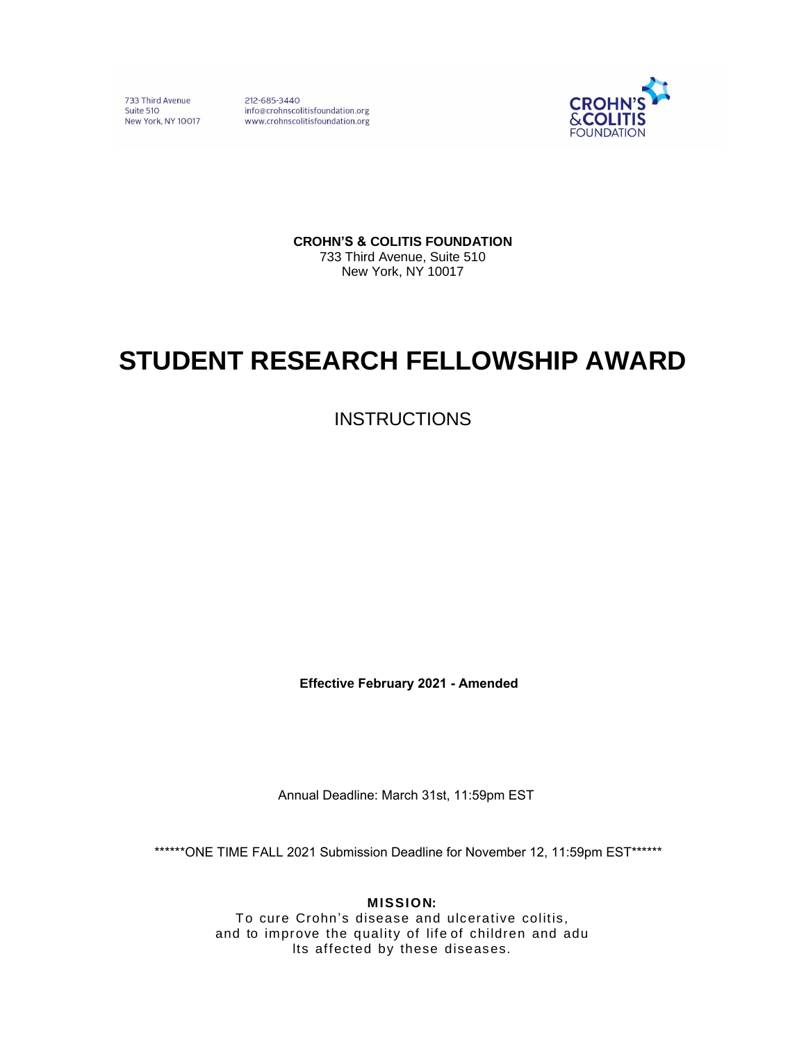733 Third Avenue
Suite 510
New York, NY 10017

212-685-3440
info@crohnscolitisfoundation.org
www.crohnscolitisfoundation.org

CROHN'S & COLITIS FOUNDATION

**CROHN'S & COLITIS FOUNDATION**
733 Third Avenue, Suite 510
New York, NY 10017

# STUDENT RESEARCH FELLOWSHIP AWARD

## INSTRUCTIONS

**Effective February 2021 - Amended**

Annual Deadline: March 31st, 11:59pm EST

******ONE TIME FALL 2021 Submission Deadline for November 12, 11:59pm EST******

**MISSION:**
To cure Crohn's disease and ulcerative colitis, and to improve the quality of life of children and adu lts affected by these diseases.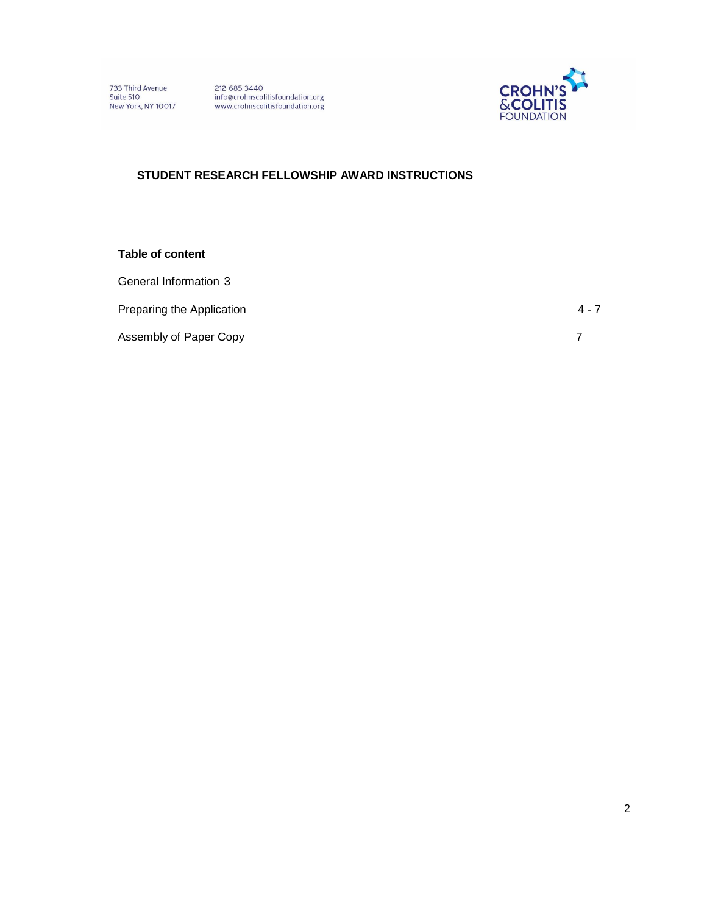733 Third Avenue
Suite 510
New York, NY 10017

212-685-3440
info@crohnscolitisfoundation.org
www.crohnscolitisfoundation.org

CROHN'S & COLITIS FOUNDATION

## STUDENT RESEARCH FELLOWSHIP AWARD INSTRUCTIONS

**Table of content**

| | |
|---|---|
| General Information | 3 |
| Preparing the Application | 4 - 7 |
| Assembly of Paper Copy | 7 |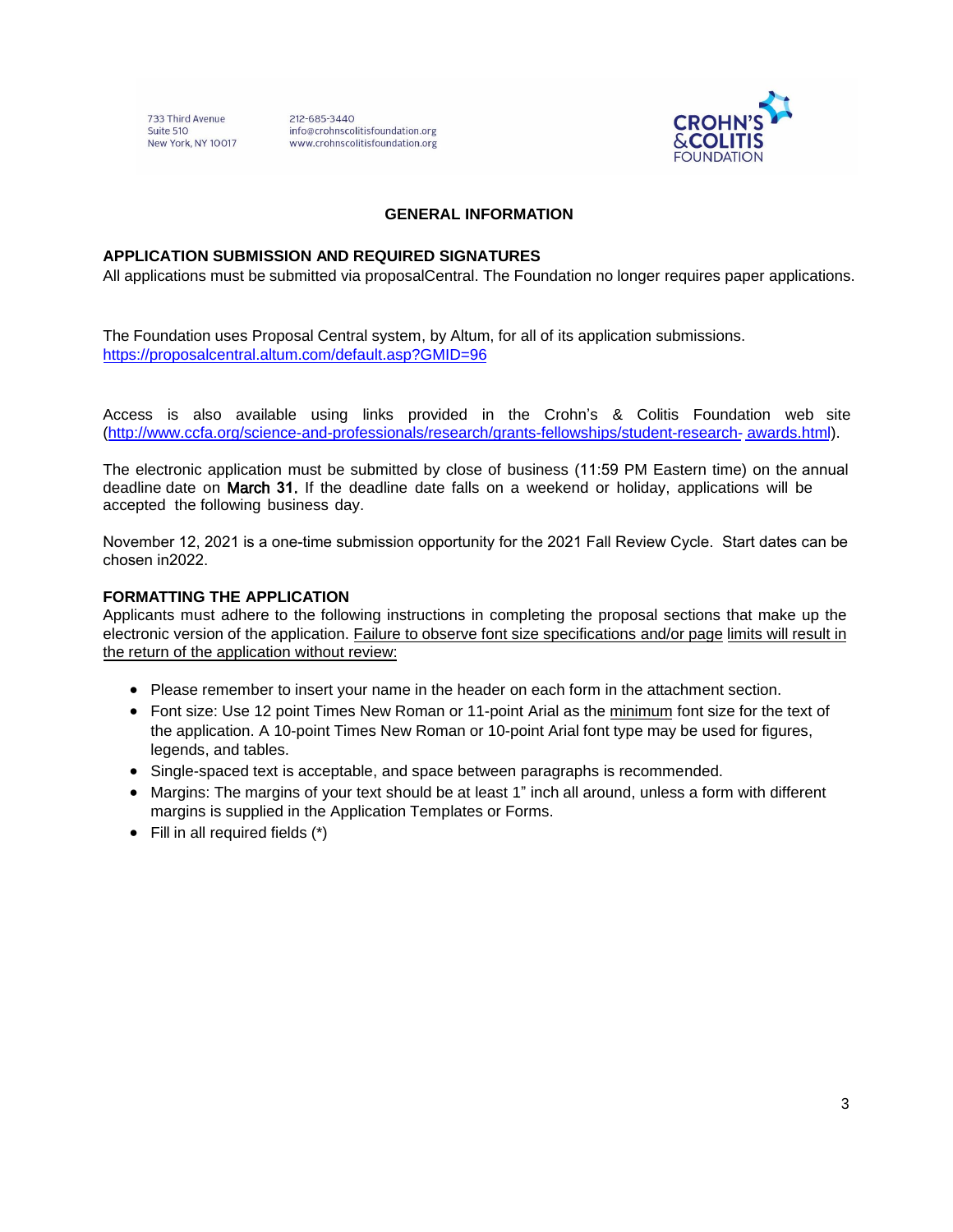## GENERAL INFORMATION

### APPLICATION SUBMISSION AND REQUIRED SIGNATURES

All applications must be submitted via proposalCentral. The Foundation no longer requires paper applications.

The Foundation uses Proposal Central system, by Altum, for all of its application submissions. https://proposalcentral.altum.com/default.asp?GMID=96

Access is also available using links provided in the Crohn's & Colitis Foundation web site (http://www.ccfa.org/science-and-professionals/research/grants-fellowships/student-research-awards.html).

The electronic application must be submitted by close of business (11:59 PM Eastern time) on the annual deadline date on **March 31.** If the deadline date falls on a weekend or holiday, applications will be accepted the following business day.

November 12, 2021 is a one-time submission opportunity for the 2021 Fall Review Cycle. Start dates can be chosen in2022.

### FORMATTING THE APPLICATION

Applicants must adhere to the following instructions in completing the proposal sections that make up the electronic version of the application. Failure to observe font size specifications and/or page limits will result in the return of the application without review:

- Please remember to insert your name in the header on each form in the attachment section.
- Font size: Use 12 point Times New Roman or 11-point Arial as the minimum font size for the text of the application. A 10-point Times New Roman or 10-point Arial font type may be used for figures, legends, and tables.
- Single-spaced text is acceptable, and space between paragraphs is recommended.
- Margins: The margins of your text should be at least 1" inch all around, unless a form with different margins is supplied in the Application Templates or Forms.
- Fill in all required fields (*)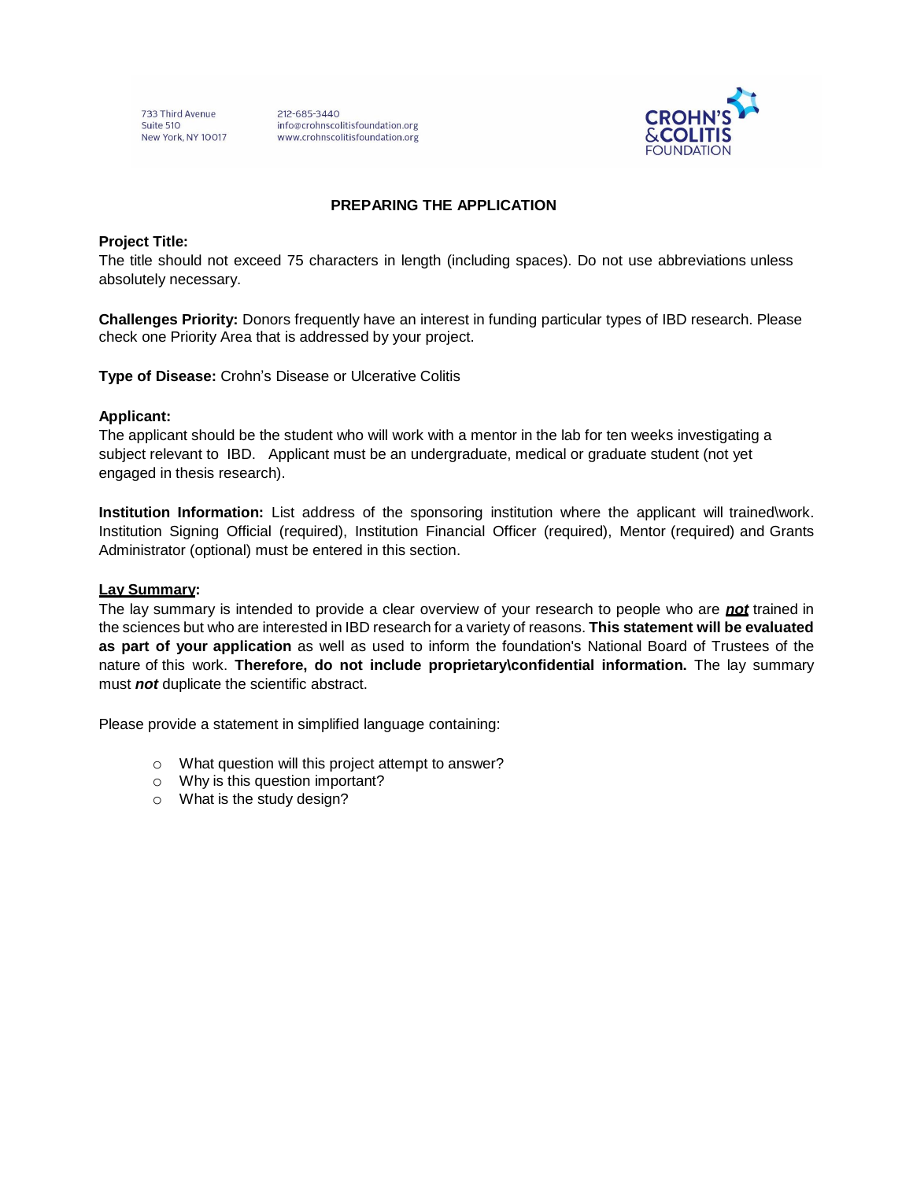733 Third Avenue
Suite 510
New York, NY 10017

212-685-3440
info@crohnscolitisfoundation.org
www.crohnscolitisfoundation.org

CROHN'S & COLITIS FOUNDATION

## PREPARING THE APPLICATION

**Project Title:**
The title should not exceed 75 characters in length (including spaces). Do not use abbreviations unless absolutely necessary.

**Challenges Priority:** Donors frequently have an interest in funding particular types of IBD research. Please check one Priority Area that is addressed by your project.

**Type of Disease:** Crohn's Disease or Ulcerative Colitis

**Applicant:**
The applicant should be the student who will work with a mentor in the lab for ten weeks investigating a subject relevant to IBD. Applicant must be an undergraduate, medical or graduate student (not yet engaged in thesis research).

**Institution Information:** List address of the sponsoring institution where the applicant will trained\work. Institution Signing Official (required), Institution Financial Officer (required), Mentor (required) and Grants Administrator (optional) must be entered in this section.

**<u>Lay Summary</u>:**
The lay summary is intended to provide a clear overview of your research to people who are ***<u>not</u>*** trained in the sciences but who are interested in IBD research for a variety of reasons. **This statement will be evaluated as part of your application** as well as used to inform the foundation's National Board of Trustees of the nature of this work. **Therefore, do not include proprietary\confidential information.** The lay summary must ***not*** duplicate the scientific abstract.

Please provide a statement in simplified language containing:

- What question will this project attempt to answer?
- Why is this question important?
- What is the study design?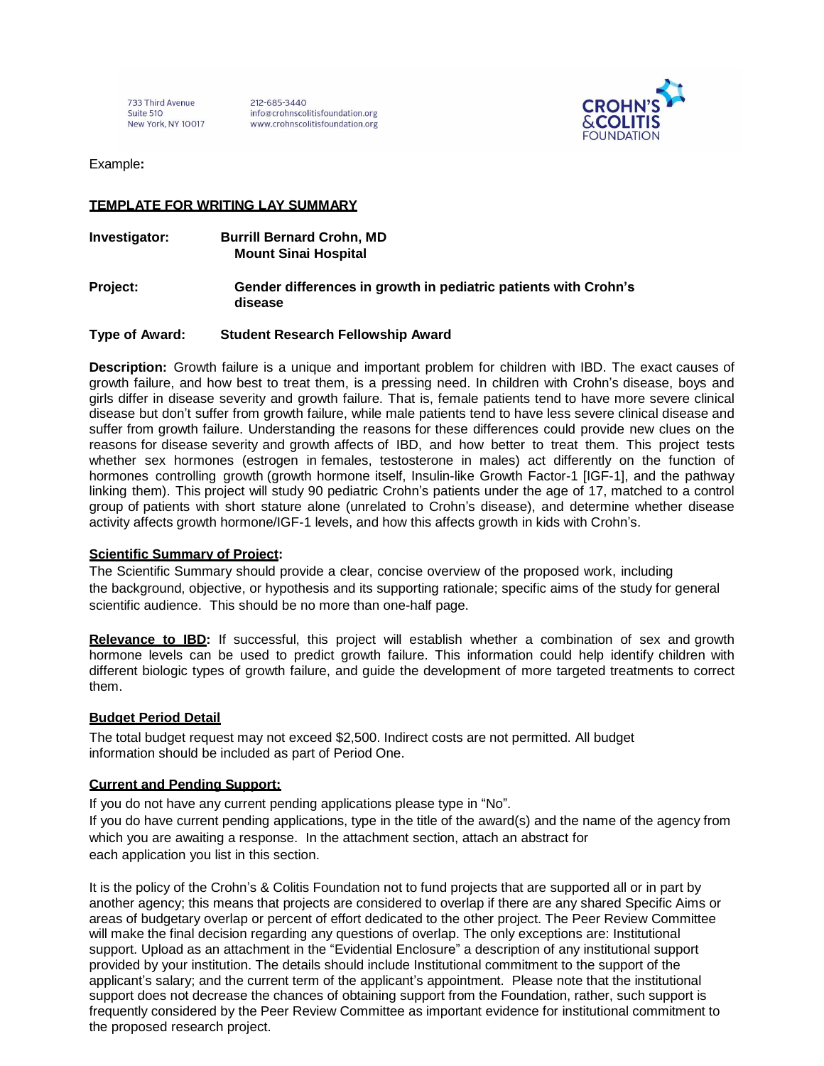733 Third Avenue
Suite 510
New York, NY 10017

212-685-3440
info@crohnscolitisfoundation.org
www.crohnscolitisfoundation.org

CROHN'S & COLITIS FOUNDATION

Example**:**

**TEMPLATE FOR WRITING LAY SUMMARY**

**Investigator:** **Burrill Bernard Crohn, MD**
**Mount Sinai Hospital**

**Project:** **Gender differences in growth in pediatric patients with Crohn's disease**

**Type of Award:** **Student Research Fellowship Award**

**Description:** Growth failure is a unique and important problem for children with IBD. The exact causes of growth failure, and how best to treat them, is a pressing need. In children with Crohn's disease, boys and girls differ in disease severity and growth failure. That is, female patients tend to have more severe clinical disease but don't suffer from growth failure, while male patients tend to have less severe clinical disease and suffer from growth failure. Understanding the reasons for these differences could provide new clues on the reasons for disease severity and growth affects of IBD, and how better to treat them. This project tests whether sex hormones (estrogen in females, testosterone in males) act differently on the function of hormones controlling growth (growth hormone itself, Insulin-like Growth Factor-1 [IGF-1], and the pathway linking them). This project will study 90 pediatric Crohn's patients under the age of 17, matched to a control group of patients with short stature alone (unrelated to Crohn's disease), and determine whether disease activity affects growth hormone/IGF-1 levels, and how this affects growth in kids with Crohn's.

**Scientific Summary of Project:**

The Scientific Summary should provide a clear, concise overview of the proposed work, including the background, objective, or hypothesis and its supporting rationale; specific aims of the study for general scientific audience. This should be no more than one-half page.

**Relevance to IBD:** If successful, this project will establish whether a combination of sex and growth hormone levels can be used to predict growth failure. This information could help identify children with different biologic types of growth failure, and guide the development of more targeted treatments to correct them.

**Budget Period Detail**

The total budget request may not exceed $2,500. Indirect costs are not permitted. All budget information should be included as part of Period One.

**Current and Pending Support:**

If you do not have any current pending applications please type in "No".
If you do have current pending applications, type in the title of the award(s) and the name of the agency from which you are awaiting a response. In the attachment section, attach an abstract for each application you list in this section.

It is the policy of the Crohn's & Colitis Foundation not to fund projects that are supported all or in part by another agency; this means that projects are considered to overlap if there are any shared Specific Aims or areas of budgetary overlap or percent of effort dedicated to the other project. The Peer Review Committee will make the final decision regarding any questions of overlap. The only exceptions are: Institutional support. Upload as an attachment in the "Evidential Enclosure" a description of any institutional support provided by your institution. The details should include Institutional commitment to the support of the applicant's salary; and the current term of the applicant's appointment. Please note that the institutional support does not decrease the chances of obtaining support from the Foundation, rather, such support is frequently considered by the Peer Review Committee as important evidence for institutional commitment to the proposed research project.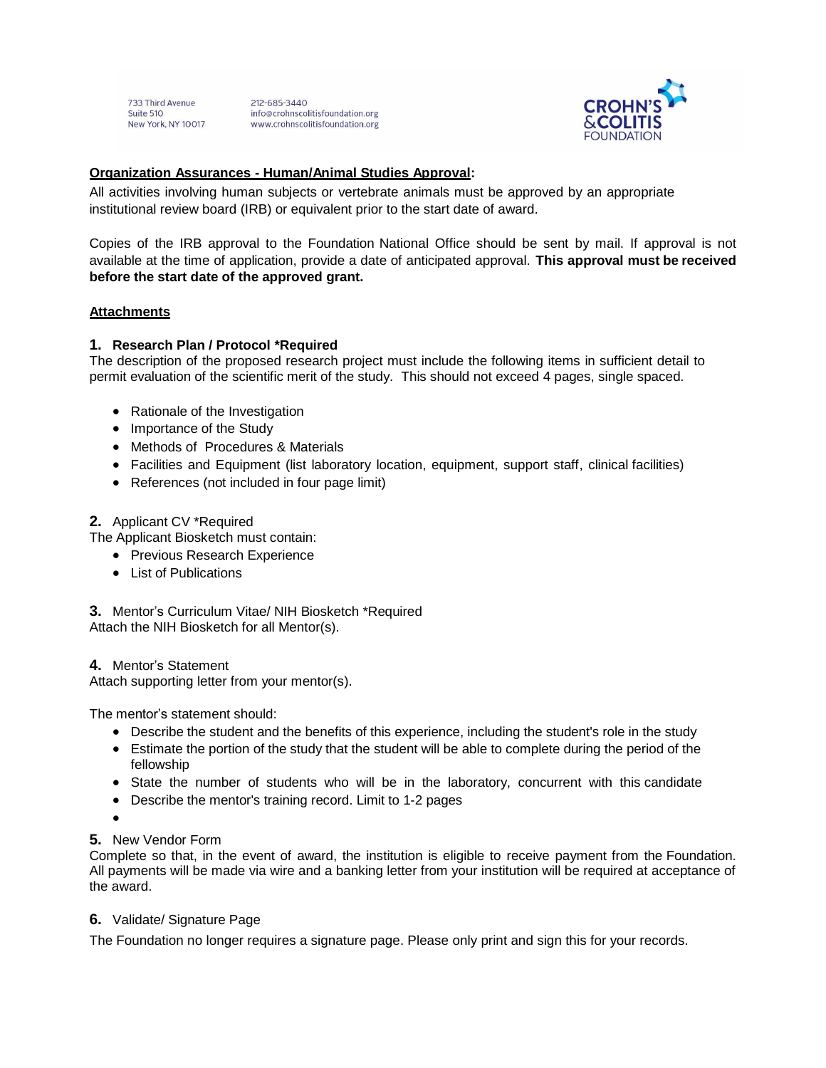**Organization Assurances - Human/Animal Studies Approval:**

All activities involving human subjects or vertebrate animals must be approved by an appropriate institutional review board (IRB) or equivalent prior to the start date of award.

Copies of the IRB approval to the Foundation National Office should be sent by mail. If approval is not available at the time of application, provide a date of anticipated approval. **This approval must be received before the start date of the approved grant.**

**Attachments**

### 1. Research Plan / Protocol *Required

The description of the proposed research project must include the following items in sufficient detail to permit evaluation of the scientific merit of the study. This should not exceed 4 pages, single spaced.

- Rationale of the Investigation
- Importance of the Study
- Methods of Procedures & Materials
- Facilities and Equipment (list laboratory location, equipment, support staff, clinical facilities)
- References (not included in four page limit)

**2.** Applicant CV *Required

The Applicant Biosketch must contain:

- Previous Research Experience
- List of Publications

**3.** Mentor's Curriculum Vitae/ NIH Biosketch *Required

Attach the NIH Biosketch for all Mentor(s).

**4.** Mentor's Statement

Attach supporting letter from your mentor(s).

The mentor's statement should:

- Describe the student and the benefits of this experience, including the student's role in the study
- Estimate the portion of the study that the student will be able to complete during the period of the fellowship
- State the number of students who will be in the laboratory, concurrent with this candidate
- Describe the mentor's training record. Limit to 1-2 pages

**5.** New Vendor Form

Complete so that, in the event of award, the institution is eligible to receive payment from the Foundation. All payments will be made via wire and a banking letter from your institution will be required at acceptance of the award.

**6.** Validate/ Signature Page

The Foundation no longer requires a signature page. Please only print and sign this for your records.